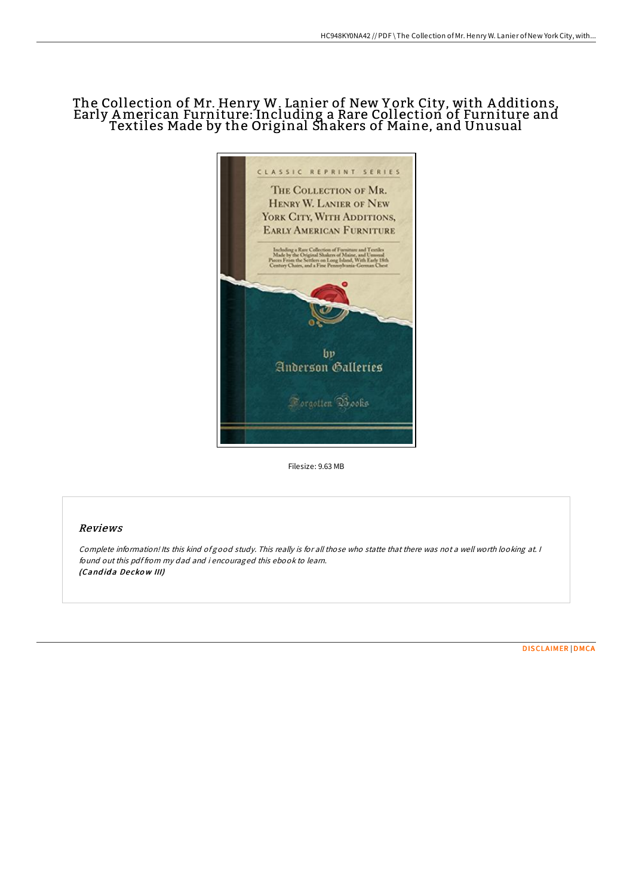# The Collection of Mr. Henry W. Lanier of New York City, with Additions, Early American Furniture: Including a Rare Collection of Furniture and Textiles Made by the Original Shakers of Maine, and Unusual

Filesize: 9.63 MB

## Reviews

*Complete information! Its this kind of good study. This really is for all those who statte that there was not a well worth looking at. I found out this pdf from my dad and i encouraged this ebook to learn.*
***(Candida Deckow III)***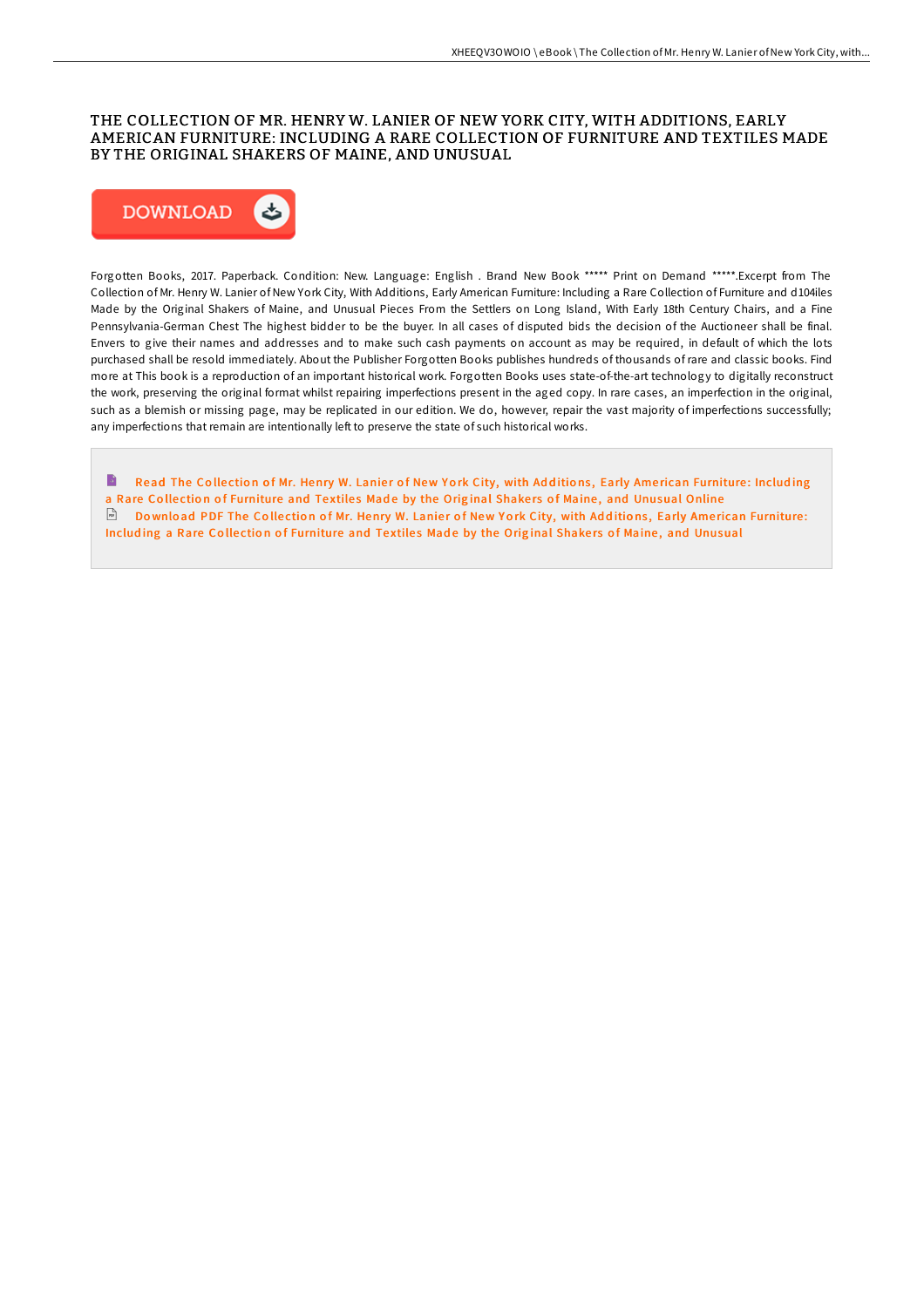# THE COLLECTION OF MR. HENRY W. LANIER OF NEW YORK CITY, WITH ADDITIONS, EARLY AMERICAN FURNITURE: INCLUDING A RARE COLLECTION OF FURNITURE AND TEXTILES MADE BY THE ORIGINAL SHAKERS OF MAINE, AND UNUSUAL

DOWNLOAD

Forgotten Books, 2017. Paperback. Condition: New. Language: English . Brand New Book ***** Print on Demand *****.Excerpt from The Collection of Mr. Henry W. Lanier of New York City, With Additions, Early American Furniture: Including a Rare Collection of Furniture and d104iles Made by the Original Shakers of Maine, and Unusual Pieces From the Settlers on Long Island, With Early 18th Century Chairs, and a Fine Pennsylvania-German Chest The highest bidder to be the buyer. In all cases of disputed bids the decision of the Auctioneer shall be final. Envers to give their names and addresses and to make such cash payments on account as may be required, in default of which the lots purchased shall be resold immediately. About the Publisher Forgotten Books publishes hundreds of thousands of rare and classic books. Find more at This book is a reproduction of an important historical work. Forgotten Books uses state-of-the-art technology to digitally reconstruct the work, preserving the original format whilst repairing imperfections present in the aged copy. In rare cases, an imperfection in the original, such as a blemish or missing page, may be replicated in our edition. We do, however, repair the vast majority of imperfections successfully; any imperfections that remain are intentionally left to preserve the state of such historical works.

Read The Collection of Mr. Henry W. Lanier of New York City, with Additions, Early American Furniture: Including a Rare Collection of Furniture and Textiles Made by the Original Shakers of Maine, and Unusual Online

Download PDF The Collection of Mr. Henry W. Lanier of New York City, with Additions, Early American Furniture: Including a Rare Collection of Furniture and Textiles Made by the Original Shakers of Maine, and Unusual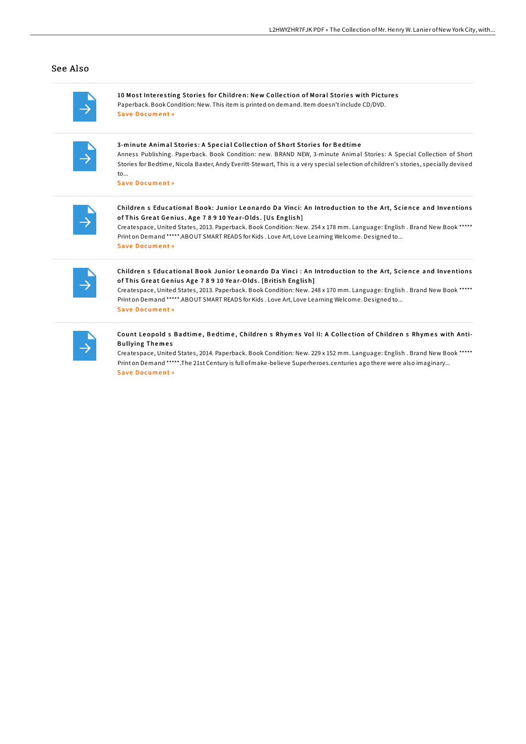## See Also

**10 Most Interesting Stories for Children: New Collection of Moral Stories with Pictures**
Paperback. Book Condition: New. This item is printed on demand. Item doesn't include CD/DVD.
Save Document »

**3-minute Animal Stories: A Special Collection of Short Stories for Bedtime**
Anness Publishing. Paperback. Book Condition: new. BRAND NEW, 3-minute Animal Stories: A Special Collection of Short Stories for Bedtime, Nicola Baxter, Andy Everitt-Stewart, This is a very special selection of children's stories, specially devised to...
Save Document »

**Children s Educational Book: Junior Leonardo Da Vinci: An Introduction to the Art, Science and Inventions of This Great Genius. Age 7 8 9 10 Year-Olds. [Us English]**
Createspace, United States, 2013. Paperback. Book Condition: New. 254 x 178 mm. Language: English . Brand New Book ***** Print on Demand *****.ABOUT SMART READS for Kids . Love Art, Love Learning Welcome. Designed to...
Save Document »

**Children s Educational Book Junior Leonardo Da Vinci : An Introduction to the Art, Science and Inventions of This Great Genius Age 7 8 9 10 Year-Olds. [British English]**
Createspace, United States, 2013. Paperback. Book Condition: New. 248 x 170 mm. Language: English . Brand New Book ***** Print on Demand *****.ABOUT SMART READS for Kids . Love Art, Love Learning Welcome. Designed to...
Save Document »

**Count Leopold s Badtime, Bedtime, Children s Rhymes Vol II: A Collection of Children s Rhymes with Anti-Bullying Themes**
Createspace, United States, 2014. Paperback. Book Condition: New. 229 x 152 mm. Language: English . Brand New Book ***** Print on Demand *****.The 21st Century is full of make-believe Superheroes.centuries ago there were also imaginary...
Save Document »